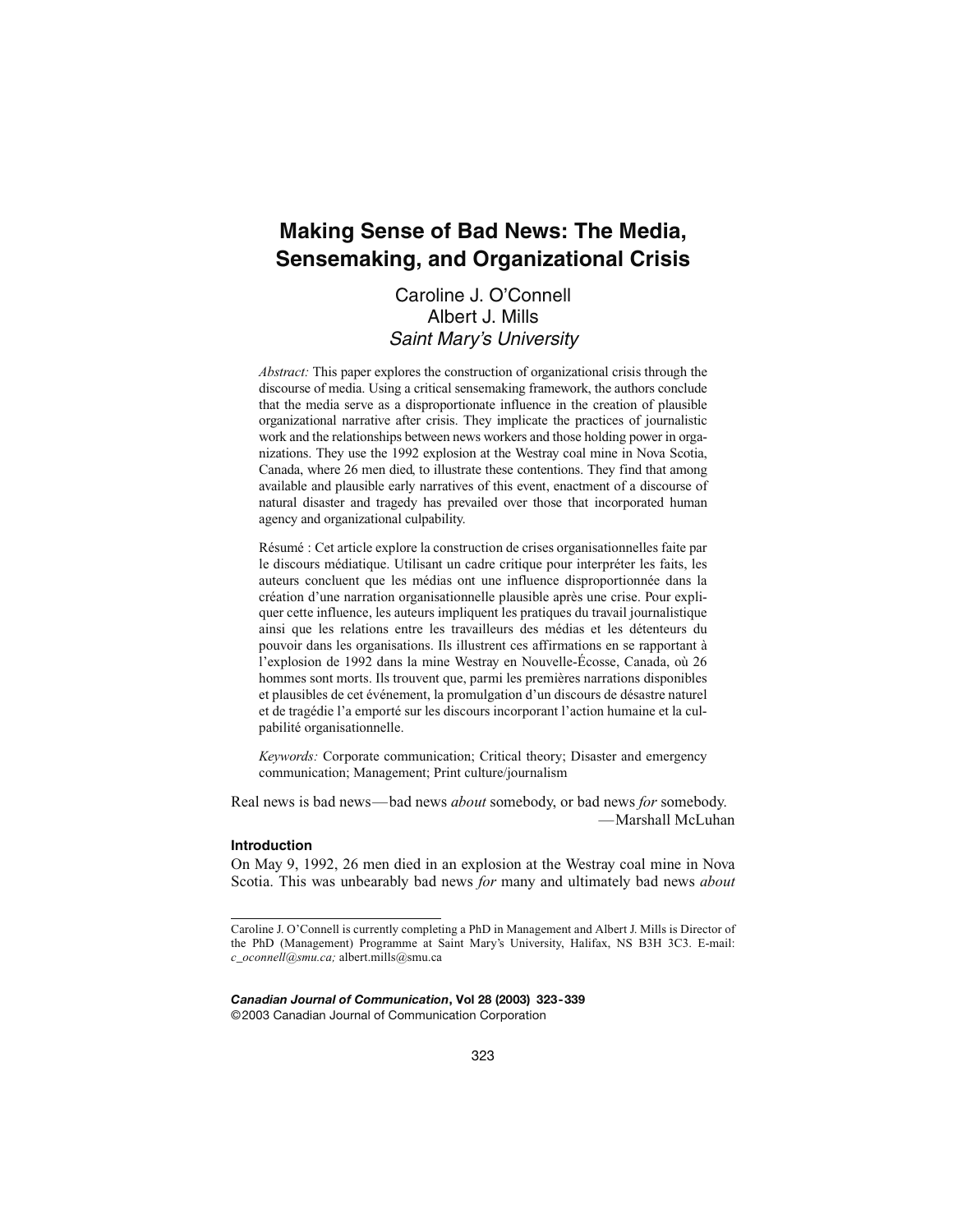# Making Sense of Bad News: The Media, Sensemaking, and Organizational Crisis

Caroline J. O'Connell
Albert J. Mills
*Saint Mary's University*

*Abstract:* This paper explores the construction of organizational crisis through the discourse of media. Using a critical sensemaking framework, the authors conclude that the media serve as a disproportionate influence in the creation of plausible organizational narrative after crisis. They implicate the practices of journalistic work and the relationships between news workers and those holding power in organizations. They use the 1992 explosion at the Westray coal mine in Nova Scotia, Canada, where 26 men died, to illustrate these contentions. They find that among available and plausible early narratives of this event, enactment of a discourse of natural disaster and tragedy has prevailed over those that incorporated human agency and organizational culpability.

Résumé : Cet article explore la construction de crises organisationnelles faite par le discours médiatique. Utilisant un cadre critique pour interpréter les faits, les auteurs concluent que les médias ont une influence disproportionnée dans la création d'une narration organisationnelle plausible après une crise. Pour expliquer cette influence, les auteurs impliquent les pratiques du travail journalistique ainsi que les relations entre les travailleurs des médias et les détenteurs du pouvoir dans les organisations. Ils illustrent ces affirmations en se rapportant à l'explosion de 1992 dans la mine Westray en Nouvelle-Écosse, Canada, où 26 hommes sont morts. Ils trouvent que, parmi les premières narrations disponibles et plausibles de cet événement, la promulgation d'un discours de désastre naturel et de tragédie l'a emporté sur les discours incorporant l'action humaine et la culpabilité organisationnelle.

*Keywords:* Corporate communication; Critical theory; Disaster and emergency communication; Management; Print culture/journalism

Real news is bad news—bad news *about* somebody, or bad news *for* somebody.
—Marshall McLuhan

### Introduction

On May 9, 1992, 26 men died in an explosion at the Westray coal mine in Nova Scotia. This was unbearably bad news *for* many and ultimately bad news *about*

Caroline J. O'Connell is currently completing a PhD in Management and Albert J. Mills is Director of the PhD (Management) Programme at Saint Mary's University, Halifax, NS B3H 3C3. E-mail: *c_oconnell@smu.ca;* albert.mills@smu.ca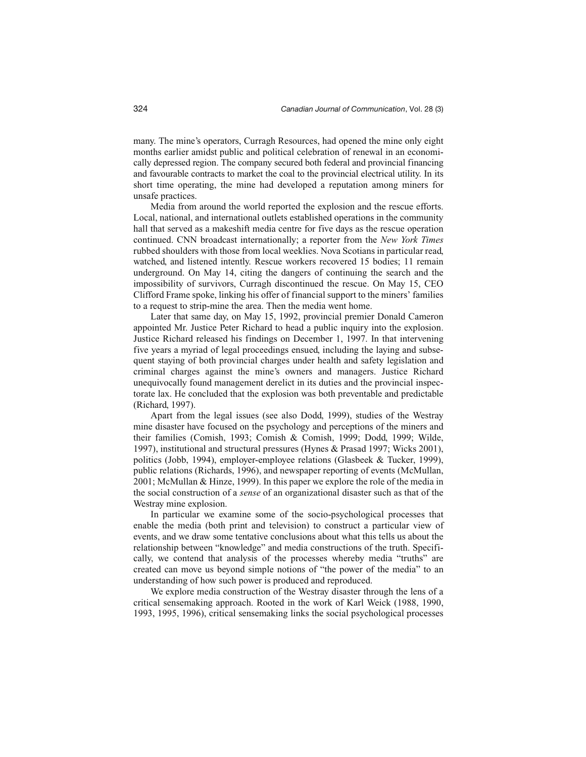many. The mine's operators, Curragh Resources, had opened the mine only eight months earlier amidst public and political celebration of renewal in an economically depressed region. The company secured both federal and provincial financing and favourable contracts to market the coal to the provincial electrical utility. In its short time operating, the mine had developed a reputation among miners for unsafe practices.

Media from around the world reported the explosion and the rescue efforts. Local, national, and international outlets established operations in the community hall that served as a makeshift media centre for five days as the rescue operation continued. CNN broadcast internationally; a reporter from the *New York Times* rubbed shoulders with those from local weeklies. Nova Scotians in particular read, watched, and listened intently. Rescue workers recovered 15 bodies; 11 remain underground. On May 14, citing the dangers of continuing the search and the impossibility of survivors, Curragh discontinued the rescue. On May 15, CEO Clifford Frame spoke, linking his offer of financial support to the miners' families to a request to strip-mine the area. Then the media went home.

Later that same day, on May 15, 1992, provincial premier Donald Cameron appointed Mr. Justice Peter Richard to head a public inquiry into the explosion. Justice Richard released his findings on December 1, 1997. In that intervening five years a myriad of legal proceedings ensued, including the laying and subsequent staying of both provincial charges under health and safety legislation and criminal charges against the mine's owners and managers. Justice Richard unequivocally found management derelict in its duties and the provincial inspectorate lax. He concluded that the explosion was both preventable and predictable (Richard, 1997).

Apart from the legal issues (see also Dodd, 1999), studies of the Westray mine disaster have focused on the psychology and perceptions of the miners and their families (Comish, 1993; Comish & Comish, 1999; Dodd, 1999; Wilde, 1997), institutional and structural pressures (Hynes & Prasad 1997; Wicks 2001), politics (Jobb, 1994), employer-employee relations (Glasbeek & Tucker, 1999), public relations (Richards, 1996), and newspaper reporting of events (McMullan, 2001; McMullan & Hinze, 1999). In this paper we explore the role of the media in the social construction of a *sense* of an organizational disaster such as that of the Westray mine explosion.

In particular we examine some of the socio-psychological processes that enable the media (both print and television) to construct a particular view of events, and we draw some tentative conclusions about what this tells us about the relationship between "knowledge" and media constructions of the truth. Specifically, we contend that analysis of the processes whereby media "truths" are created can move us beyond simple notions of "the power of the media" to an understanding of how such power is produced and reproduced.

We explore media construction of the Westray disaster through the lens of a critical sensemaking approach. Rooted in the work of Karl Weick (1988, 1990, 1993, 1995, 1996), critical sensemaking links the social psychological processes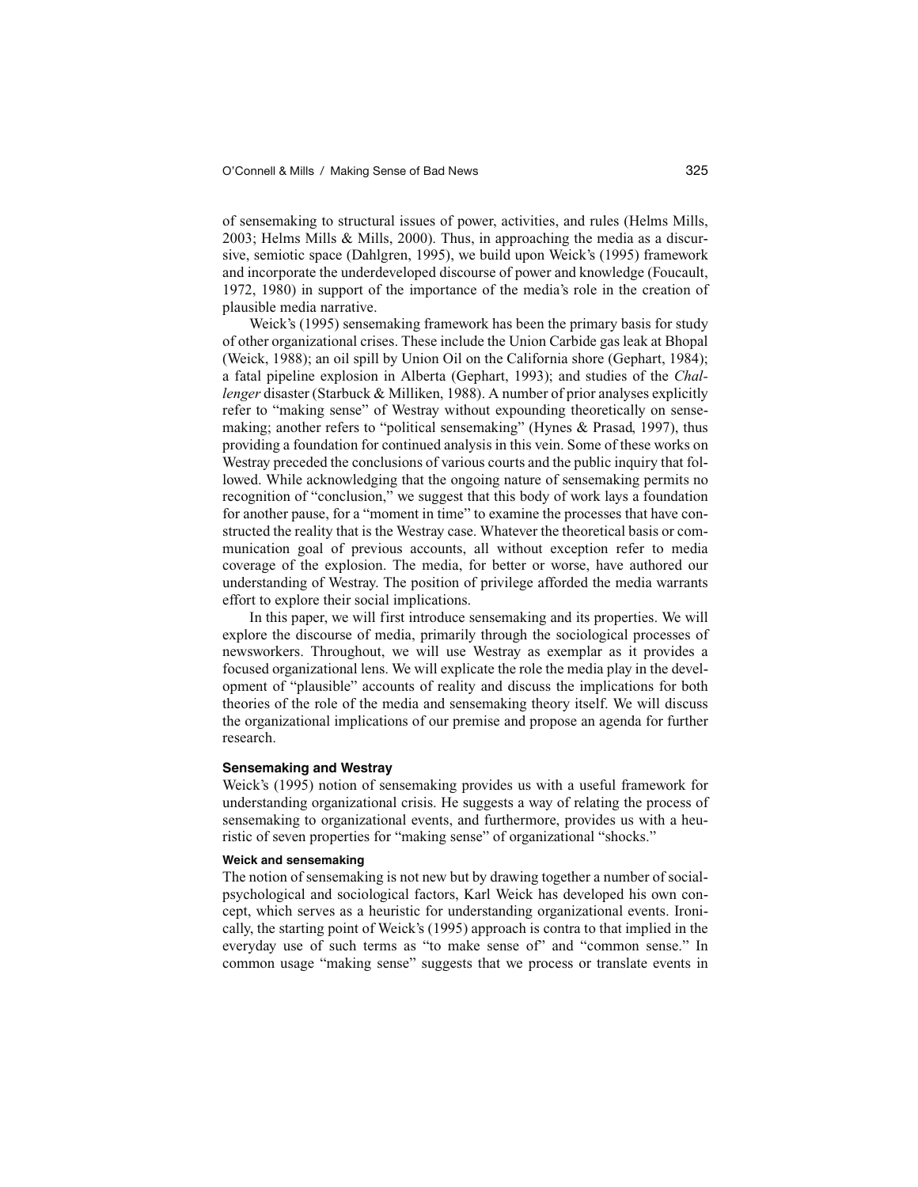of sensemaking to structural issues of power, activities, and rules (Helms Mills, 2003; Helms Mills & Mills, 2000). Thus, in approaching the media as a discursive, semiotic space (Dahlgren, 1995), we build upon Weick's (1995) framework and incorporate the underdeveloped discourse of power and knowledge (Foucault, 1972, 1980) in support of the importance of the media's role in the creation of plausible media narrative.

Weick's (1995) sensemaking framework has been the primary basis for study of other organizational crises. These include the Union Carbide gas leak at Bhopal (Weick, 1988); an oil spill by Union Oil on the California shore (Gephart, 1984); a fatal pipeline explosion in Alberta (Gephart, 1993); and studies of the *Challenger* disaster (Starbuck & Milliken, 1988). A number of prior analyses explicitly refer to "making sense" of Westray without expounding theoretically on sensemaking; another refers to "political sensemaking" (Hynes & Prasad, 1997), thus providing a foundation for continued analysis in this vein. Some of these works on Westray preceded the conclusions of various courts and the public inquiry that followed. While acknowledging that the ongoing nature of sensemaking permits no recognition of "conclusion," we suggest that this body of work lays a foundation for another pause, for a "moment in time" to examine the processes that have constructed the reality that is the Westray case. Whatever the theoretical basis or communication goal of previous accounts, all without exception refer to media coverage of the explosion. The media, for better or worse, have authored our understanding of Westray. The position of privilege afforded the media warrants effort to explore their social implications.

In this paper, we will first introduce sensemaking and its properties. We will explore the discourse of media, primarily through the sociological processes of newsworkers. Throughout, we will use Westray as exemplar as it provides a focused organizational lens. We will explicate the role the media play in the development of "plausible" accounts of reality and discuss the implications for both theories of the role of the media and sensemaking theory itself. We will discuss the organizational implications of our premise and propose an agenda for further research.

## Sensemaking and Westray

Weick's (1995) notion of sensemaking provides us with a useful framework for understanding organizational crisis. He suggests a way of relating the process of sensemaking to organizational events, and furthermore, provides us with a heuristic of seven properties for "making sense" of organizational "shocks."

### Weick and sensemaking

The notion of sensemaking is not new but by drawing together a number of social-psychological and sociological factors, Karl Weick has developed his own concept, which serves as a heuristic for understanding organizational events. Ironically, the starting point of Weick's (1995) approach is contra to that implied in the everyday use of such terms as "to make sense of" and "common sense." In common usage "making sense" suggests that we process or translate events in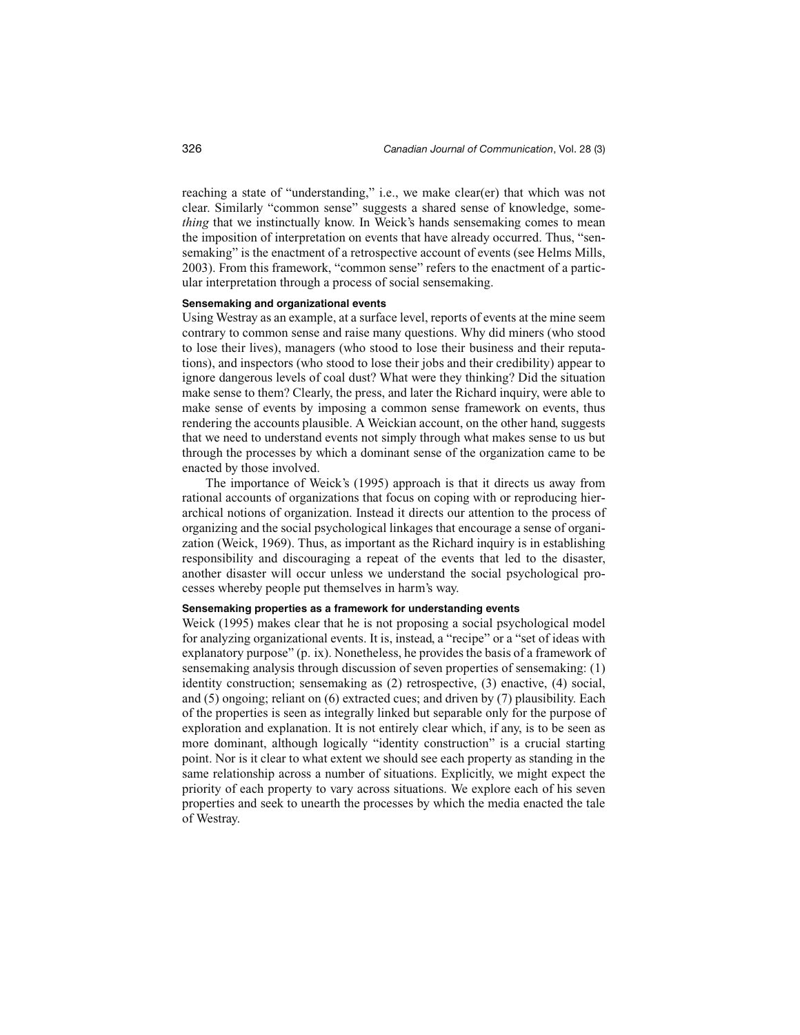reaching a state of "understanding," i.e., we make clear(er) that which was not clear. Similarly "common sense" suggests a shared sense of knowledge, some*thing* that we instinctually know. In Weick's hands sensemaking comes to mean the imposition of interpretation on events that have already occurred. Thus, "sensemaking" is the enactment of a retrospective account of events (see Helms Mills, 2003). From this framework, "common sense" refers to the enactment of a particular interpretation through a process of social sensemaking.

#### Sensemaking and organizational events

Using Westray as an example, at a surface level, reports of events at the mine seem contrary to common sense and raise many questions. Why did miners (who stood to lose their lives), managers (who stood to lose their business and their reputations), and inspectors (who stood to lose their jobs and their credibility) appear to ignore dangerous levels of coal dust? What were they thinking? Did the situation make sense to them? Clearly, the press, and later the Richard inquiry, were able to make sense of events by imposing a common sense framework on events, thus rendering the accounts plausible. A Weickian account, on the other hand, suggests that we need to understand events not simply through what makes sense to us but through the processes by which a dominant sense of the organization came to be enacted by those involved.

The importance of Weick's (1995) approach is that it directs us away from rational accounts of organizations that focus on coping with or reproducing hierarchical notions of organization. Instead it directs our attention to the process of organizing and the social psychological linkages that encourage a sense of organization (Weick, 1969). Thus, as important as the Richard inquiry is in establishing responsibility and discouraging a repeat of the events that led to the disaster, another disaster will occur unless we understand the social psychological processes whereby people put themselves in harm's way.

#### Sensemaking properties as a framework for understanding events

Weick (1995) makes clear that he is not proposing a social psychological model for analyzing organizational events. It is, instead, a "recipe" or a "set of ideas with explanatory purpose" (p. ix). Nonetheless, he provides the basis of a framework of sensemaking analysis through discussion of seven properties of sensemaking: (1) identity construction; sensemaking as (2) retrospective, (3) enactive, (4) social, and (5) ongoing; reliant on (6) extracted cues; and driven by (7) plausibility. Each of the properties is seen as integrally linked but separable only for the purpose of exploration and explanation. It is not entirely clear which, if any, is to be seen as more dominant, although logically "identity construction" is a crucial starting point. Nor is it clear to what extent we should see each property as standing in the same relationship across a number of situations. Explicitly, we might expect the priority of each property to vary across situations. We explore each of his seven properties and seek to unearth the processes by which the media enacted the tale of Westray.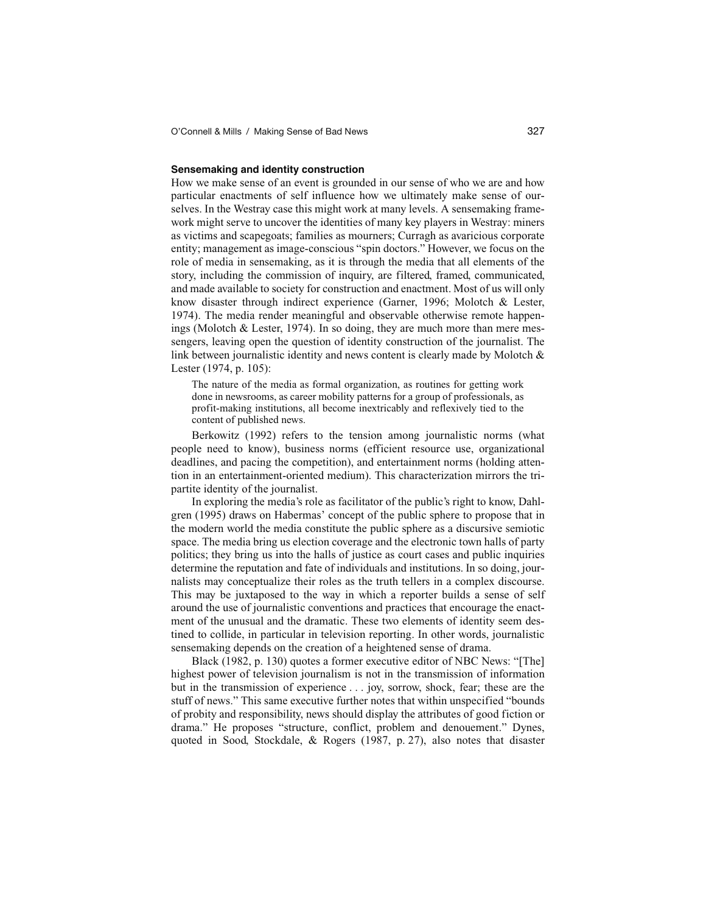### Sensemaking and identity construction

How we make sense of an event is grounded in our sense of who we are and how particular enactments of self influence how we ultimately make sense of ourselves. In the Westray case this might work at many levels. A sensemaking framework might serve to uncover the identities of many key players in Westray: miners as victims and scapegoats; families as mourners; Curragh as avaricious corporate entity; management as image-conscious "spin doctors." However, we focus on the role of media in sensemaking, as it is through the media that all elements of the story, including the commission of inquiry, are filtered, framed, communicated, and made available to society for construction and enactment. Most of us will only know disaster through indirect experience (Garner, 1996; Molotch & Lester, 1974). The media render meaningful and observable otherwise remote happenings (Molotch & Lester, 1974). In so doing, they are much more than mere messengers, leaving open the question of identity construction of the journalist. The link between journalistic identity and news content is clearly made by Molotch & Lester (1974, p. 105):

> The nature of the media as formal organization, as routines for getting work done in newsrooms, as career mobility patterns for a group of professionals, as profit-making institutions, all become inextricably and reflexively tied to the content of published news.

Berkowitz (1992) refers to the tension among journalistic norms (what people need to know), business norms (efficient resource use, organizational deadlines, and pacing the competition), and entertainment norms (holding attention in an entertainment-oriented medium). This characterization mirrors the tripartite identity of the journalist.

In exploring the media's role as facilitator of the public's right to know, Dahlgren (1995) draws on Habermas' concept of the public sphere to propose that in the modern world the media constitute the public sphere as a discursive semiotic space. The media bring us election coverage and the electronic town halls of party politics; they bring us into the halls of justice as court cases and public inquiries determine the reputation and fate of individuals and institutions. In so doing, journalists may conceptualize their roles as the truth tellers in a complex discourse. This may be juxtaposed to the way in which a reporter builds a sense of self around the use of journalistic conventions and practices that encourage the enactment of the unusual and the dramatic. These two elements of identity seem destined to collide, in particular in television reporting. In other words, journalistic sensemaking depends on the creation of a heightened sense of drama.

Black (1982, p. 130) quotes a former executive editor of NBC News: "[The] highest power of television journalism is not in the transmission of information but in the transmission of experience . . . joy, sorrow, shock, fear; these are the stuff of news." This same executive further notes that within unspecified "bounds of probity and responsibility, news should display the attributes of good fiction or drama." He proposes "structure, conflict, problem and denouement." Dynes, quoted in Sood, Stockdale, & Rogers (1987, p. 27), also notes that disaster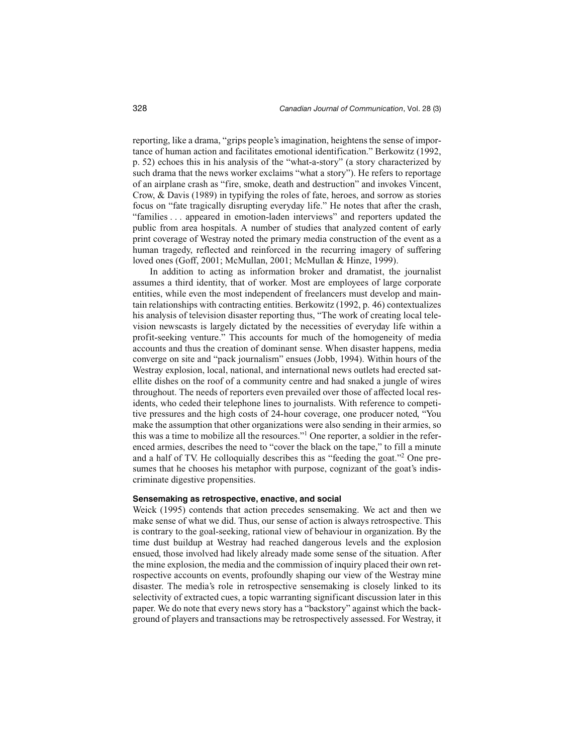reporting, like a drama, "grips people's imagination, heightens the sense of importance of human action and facilitates emotional identification." Berkowitz (1992, p. 52) echoes this in his analysis of the "what-a-story" (a story characterized by such drama that the news worker exclaims "what a story"). He refers to reportage of an airplane crash as "fire, smoke, death and destruction" and invokes Vincent, Crow, & Davis (1989) in typifying the roles of fate, heroes, and sorrow as stories focus on "fate tragically disrupting everyday life." He notes that after the crash, "families . . . appeared in emotion-laden interviews" and reporters updated the public from area hospitals. A number of studies that analyzed content of early print coverage of Westray noted the primary media construction of the event as a human tragedy, reflected and reinforced in the recurring imagery of suffering loved ones (Goff, 2001; McMullan, 2001; McMullan & Hinze, 1999).

In addition to acting as information broker and dramatist, the journalist assumes a third identity, that of worker. Most are employees of large corporate entities, while even the most independent of freelancers must develop and maintain relationships with contracting entities. Berkowitz (1992, p. 46) contextualizes his analysis of television disaster reporting thus, "The work of creating local television newscasts is largely dictated by the necessities of everyday life within a profit-seeking venture." This accounts for much of the homogeneity of media accounts and thus the creation of dominant sense. When disaster happens, media converge on site and "pack journalism" ensues (Jobb, 1994). Within hours of the Westray explosion, local, national, and international news outlets had erected satellite dishes on the roof of a community centre and had snaked a jungle of wires throughout. The needs of reporters even prevailed over those of affected local residents, who ceded their telephone lines to journalists. With reference to competitive pressures and the high costs of 24-hour coverage, one producer noted, "You make the assumption that other organizations were also sending in their armies, so this was a time to mobilize all the resources."[1] One reporter, a soldier in the referenced armies, describes the need to "cover the black on the tape," to fill a minute and a half of TV. He colloquially describes this as "feeding the goat."[2] One presumes that he chooses his metaphor with purpose, cognizant of the goat's indiscriminate digestive propensities.

### Sensemaking as retrospective, enactive, and social

Weick (1995) contends that action precedes sensemaking. We act and then we make sense of what we did. Thus, our sense of action is always retrospective. This is contrary to the goal-seeking, rational view of behaviour in organization. By the time dust buildup at Westray had reached dangerous levels and the explosion ensued, those involved had likely already made some sense of the situation. After the mine explosion, the media and the commission of inquiry placed their own retrospective accounts on events, profoundly shaping our view of the Westray mine disaster. The media's role in retrospective sensemaking is closely linked to its selectivity of extracted cues, a topic warranting significant discussion later in this paper. We do note that every news story has a "backstory" against which the background of players and transactions may be retrospectively assessed. For Westray, it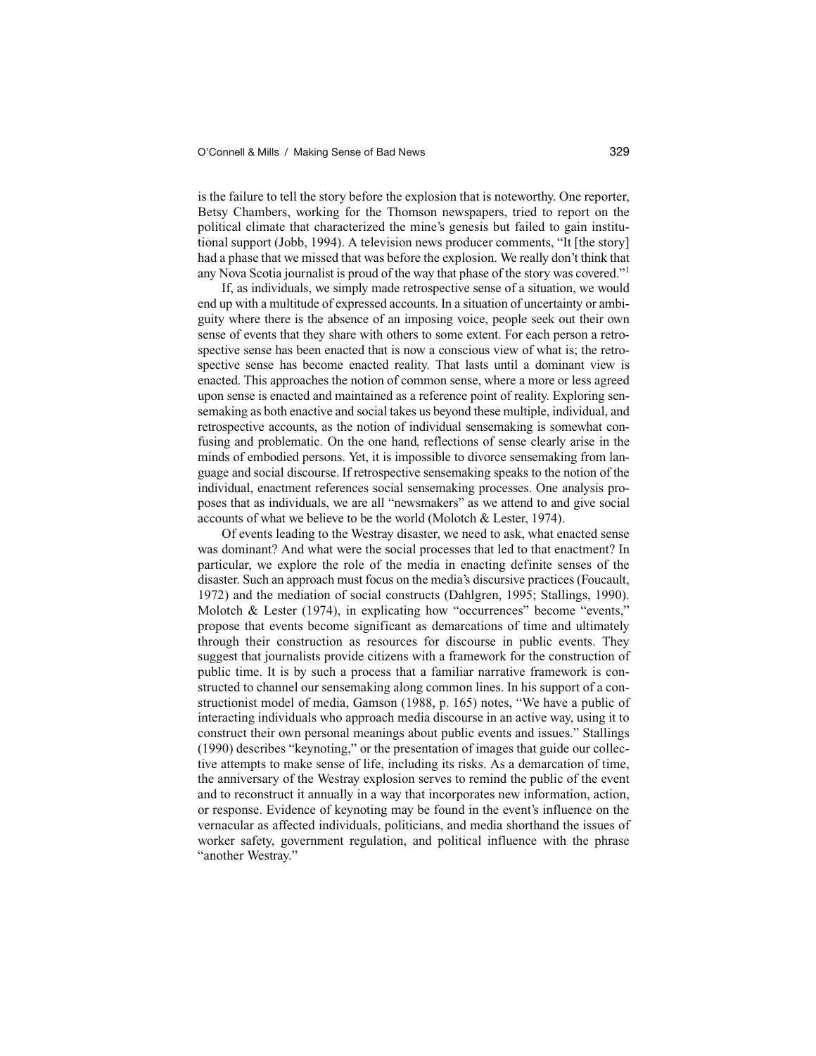is the failure to tell the story before the explosion that is noteworthy. One reporter, Betsy Chambers, working for the Thomson newspapers, tried to report on the political climate that characterized the mine's genesis but failed to gain institutional support (Jobb, 1994). A television news producer comments, "It [the story] had a phase that we missed that was before the explosion. We really don't think that any Nova Scotia journalist is proud of the way that phase of the story was covered."[1]

If, as individuals, we simply made retrospective sense of a situation, we would end up with a multitude of expressed accounts. In a situation of uncertainty or ambiguity where there is the absence of an imposing voice, people seek out their own sense of events that they share with others to some extent. For each person a retrospective sense has been enacted that is now a conscious view of what is; the retrospective sense has become enacted reality. That lasts until a dominant view is enacted. This approaches the notion of common sense, where a more or less agreed upon sense is enacted and maintained as a reference point of reality. Exploring sensemaking as both enactive and social takes us beyond these multiple, individual, and retrospective accounts, as the notion of individual sensemaking is somewhat confusing and problematic. On the one hand, reflections of sense clearly arise in the minds of embodied persons. Yet, it is impossible to divorce sensemaking from language and social discourse. If retrospective sensemaking speaks to the notion of the individual, enactment references social sensemaking processes. One analysis proposes that as individuals, we are all "newsmakers" as we attend to and give social accounts of what we believe to be the world (Molotch & Lester, 1974).

Of events leading to the Westray disaster, we need to ask, what enacted sense was dominant? And what were the social processes that led to that enactment? In particular, we explore the role of the media in enacting definite senses of the disaster. Such an approach must focus on the media's discursive practices (Foucault, 1972) and the mediation of social constructs (Dahlgren, 1995; Stallings, 1990). Molotch & Lester (1974), in explicating how "occurrences" become "events," propose that events become significant as demarcations of time and ultimately through their construction as resources for discourse in public events. They suggest that journalists provide citizens with a framework for the construction of public time. It is by such a process that a familiar narrative framework is constructed to channel our sensemaking along common lines. In his support of a constructionist model of media, Gamson (1988, p. 165) notes, "We have a public of interacting individuals who approach media discourse in an active way, using it to construct their own personal meanings about public events and issues." Stallings (1990) describes "keynoting," or the presentation of images that guide our collective attempts to make sense of life, including its risks. As a demarcation of time, the anniversary of the Westray explosion serves to remind the public of the event and to reconstruct it annually in a way that incorporates new information, action, or response. Evidence of keynoting may be found in the event's influence on the vernacular as affected individuals, politicians, and media shorthand the issues of worker safety, government regulation, and political influence with the phrase "another Westray."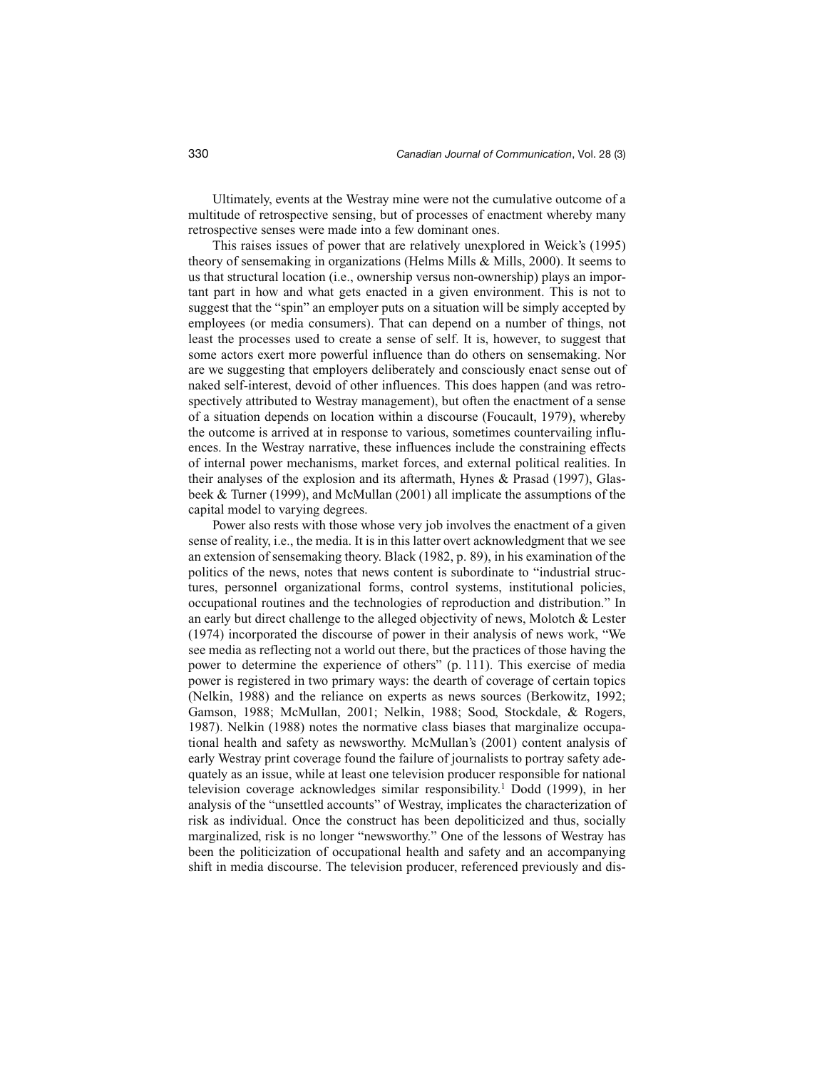Ultimately, events at the Westray mine were not the cumulative outcome of a multitude of retrospective sensing, but of processes of enactment whereby many retrospective senses were made into a few dominant ones.

This raises issues of power that are relatively unexplored in Weick's (1995) theory of sensemaking in organizations (Helms Mills & Mills, 2000). It seems to us that structural location (i.e., ownership versus non-ownership) plays an important part in how and what gets enacted in a given environment. This is not to suggest that the "spin" an employer puts on a situation will be simply accepted by employees (or media consumers). That can depend on a number of things, not least the processes used to create a sense of self. It is, however, to suggest that some actors exert more powerful influence than do others on sensemaking. Nor are we suggesting that employers deliberately and consciously enact sense out of naked self-interest, devoid of other influences. This does happen (and was retrospectively attributed to Westray management), but often the enactment of a sense of a situation depends on location within a discourse (Foucault, 1979), whereby the outcome is arrived at in response to various, sometimes countervailing influences. In the Westray narrative, these influences include the constraining effects of internal power mechanisms, market forces, and external political realities. In their analyses of the explosion and its aftermath, Hynes & Prasad (1997), Glasbeek & Turner (1999), and McMullan (2001) all implicate the assumptions of the capital model to varying degrees.

Power also rests with those whose very job involves the enactment of a given sense of reality, i.e., the media. It is in this latter overt acknowledgment that we see an extension of sensemaking theory. Black (1982, p. 89), in his examination of the politics of the news, notes that news content is subordinate to "industrial structures, personnel organizational forms, control systems, institutional policies, occupational routines and the technologies of reproduction and distribution." In an early but direct challenge to the alleged objectivity of news, Molotch & Lester (1974) incorporated the discourse of power in their analysis of news work, "We see media as reflecting not a world out there, but the practices of those having the power to determine the experience of others" (p. 111). This exercise of media power is registered in two primary ways: the dearth of coverage of certain topics (Nelkin, 1988) and the reliance on experts as news sources (Berkowitz, 1992; Gamson, 1988; McMullan, 2001; Nelkin, 1988; Sood, Stockdale, & Rogers, 1987). Nelkin (1988) notes the normative class biases that marginalize occupational health and safety as newsworthy. McMullan's (2001) content analysis of early Westray print coverage found the failure of journalists to portray safety adequately as an issue, while at least one television producer responsible for national television coverage acknowledges similar responsibility.[1] Dodd (1999), in her analysis of the "unsettled accounts" of Westray, implicates the characterization of risk as individual. Once the construct has been depoliticized and thus, socially marginalized, risk is no longer "newsworthy." One of the lessons of Westray has been the politicization of occupational health and safety and an accompanying shift in media discourse. The television producer, referenced previously and dis-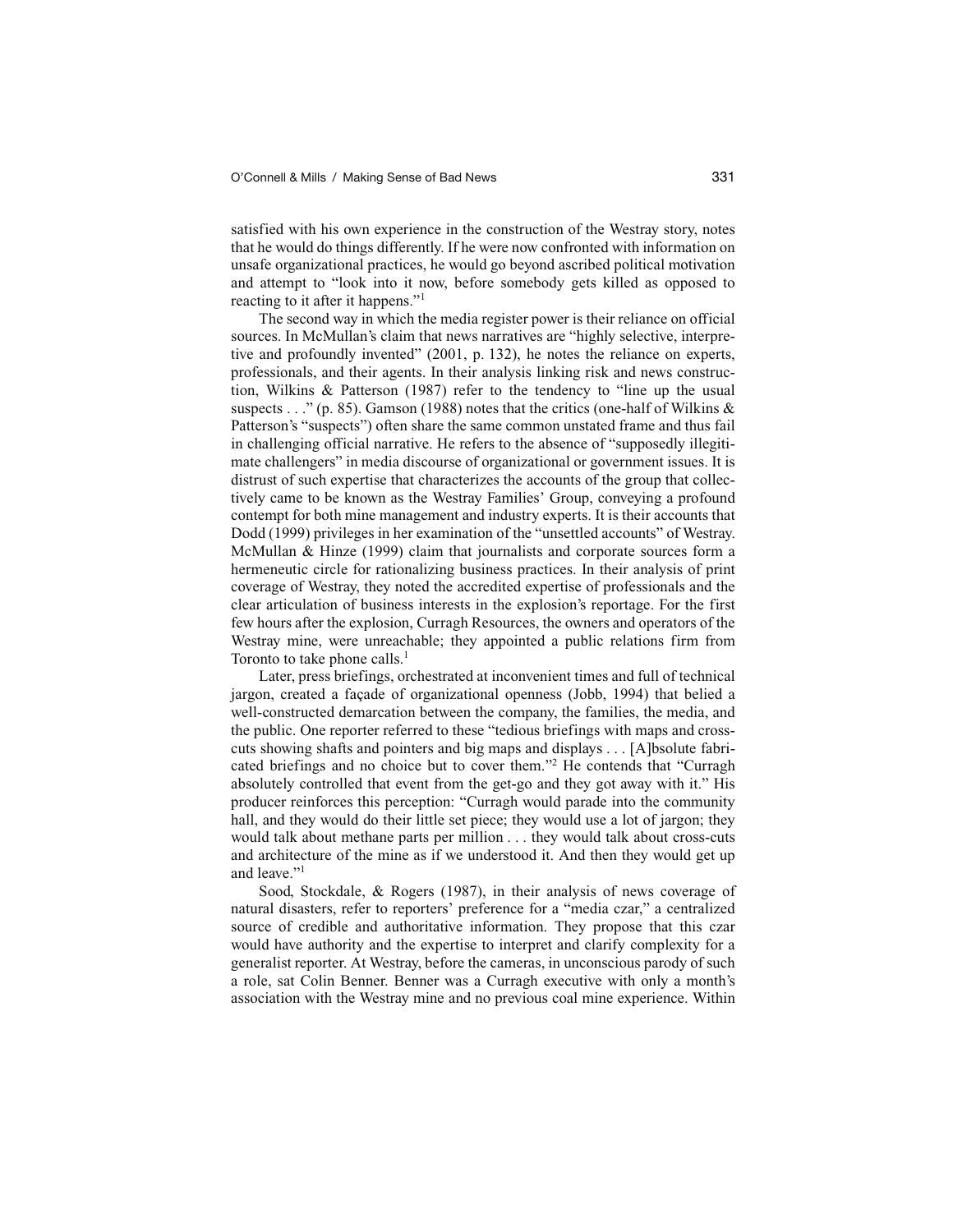satisfied with his own experience in the construction of the Westray story, notes that he would do things differently. If he were now confronted with information on unsafe organizational practices, he would go beyond ascribed political motivation and attempt to "look into it now, before somebody gets killed as opposed to reacting to it after it happens."[1]

The second way in which the media register power is their reliance on official sources. In McMullan's claim that news narratives are "highly selective, interpretive and profoundly invented" (2001, p. 132), he notes the reliance on experts, professionals, and their agents. In their analysis linking risk and news construction, Wilkins & Patterson (1987) refer to the tendency to "line up the usual suspects . . ." (p. 85). Gamson (1988) notes that the critics (one-half of Wilkins & Patterson's "suspects") often share the same common unstated frame and thus fail in challenging official narrative. He refers to the absence of "supposedly illegitimate challengers" in media discourse of organizational or government issues. It is distrust of such expertise that characterizes the accounts of the group that collectively came to be known as the Westray Families' Group, conveying a profound contempt for both mine management and industry experts. It is their accounts that Dodd (1999) privileges in her examination of the "unsettled accounts" of Westray. McMullan & Hinze (1999) claim that journalists and corporate sources form a hermeneutic circle for rationalizing business practices. In their analysis of print coverage of Westray, they noted the accredited expertise of professionals and the clear articulation of business interests in the explosion's reportage. For the first few hours after the explosion, Curragh Resources, the owners and operators of the Westray mine, were unreachable; they appointed a public relations firm from Toronto to take phone calls.[1]

Later, press briefings, orchestrated at inconvenient times and full of technical jargon, created a façade of organizational openness (Jobb, 1994) that belied a well-constructed demarcation between the company, the families, the media, and the public. One reporter referred to these "tedious briefings with maps and cross-cuts showing shafts and pointers and big maps and displays . . . [A]bsolute fabricated briefings and no choice but to cover them."[2] He contends that "Curragh absolutely controlled that event from the get-go and they got away with it." His producer reinforces this perception: "Curragh would parade into the community hall, and they would do their little set piece; they would use a lot of jargon; they would talk about methane parts per million . . . they would talk about cross-cuts and architecture of the mine as if we understood it. And then they would get up and leave."[1]

Sood, Stockdale, & Rogers (1987), in their analysis of news coverage of natural disasters, refer to reporters' preference for a "media czar," a centralized source of credible and authoritative information. They propose that this czar would have authority and the expertise to interpret and clarify complexity for a generalist reporter. At Westray, before the cameras, in unconscious parody of such a role, sat Colin Benner. Benner was a Curragh executive with only a month's association with the Westray mine and no previous coal mine experience. Within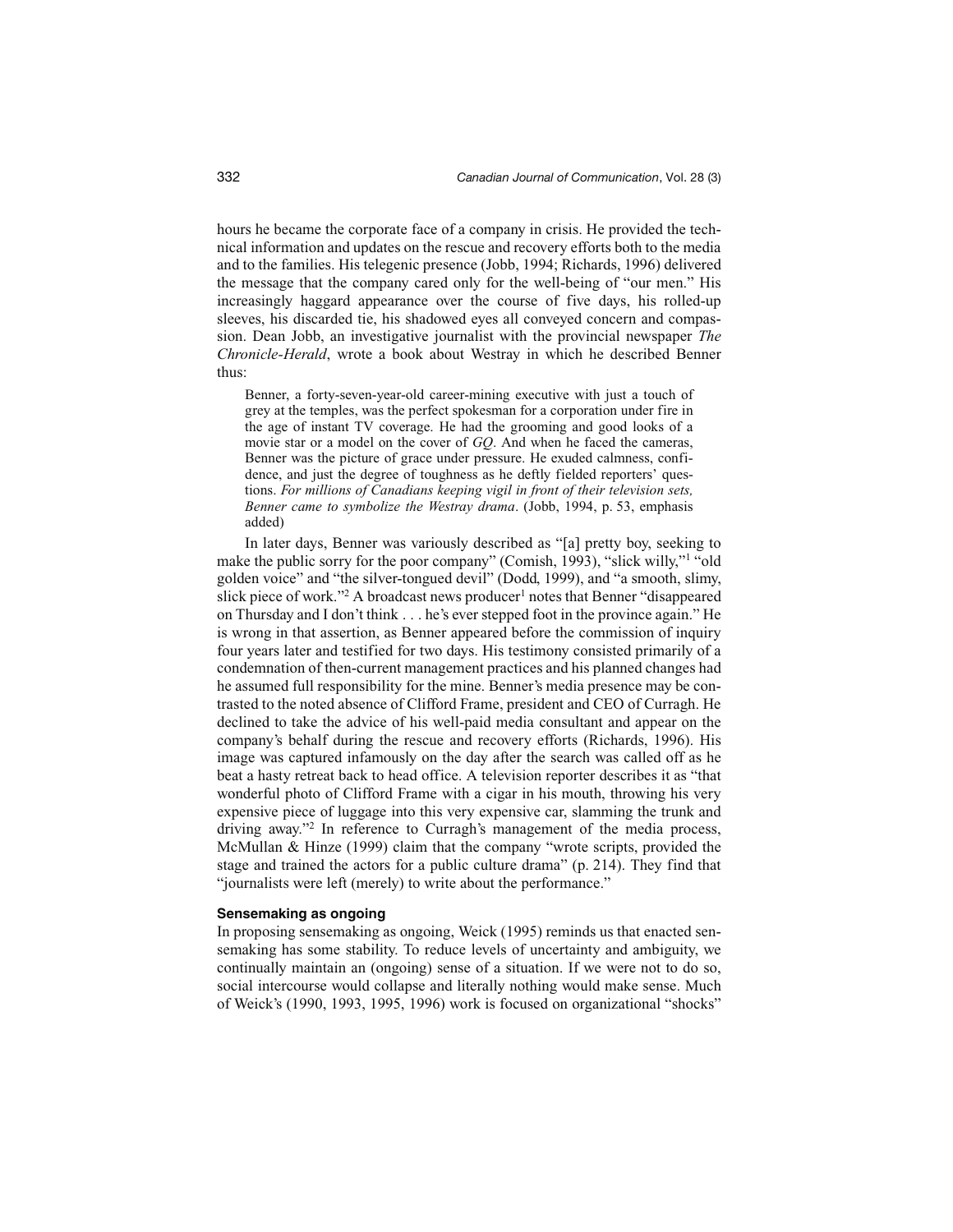hours he became the corporate face of a company in crisis. He provided the technical information and updates on the rescue and recovery efforts both to the media and to the families. His telegenic presence (Jobb, 1994; Richards, 1996) delivered the message that the company cared only for the well-being of "our men." His increasingly haggard appearance over the course of five days, his rolled-up sleeves, his discarded tie, his shadowed eyes all conveyed concern and compassion. Dean Jobb, an investigative journalist with the provincial newspaper *The Chronicle-Herald*, wrote a book about Westray in which he described Benner thus:

> Benner, a forty-seven-year-old career-mining executive with just a touch of grey at the temples, was the perfect spokesman for a corporation under fire in the age of instant TV coverage. He had the grooming and good looks of a movie star or a model on the cover of *GQ*. And when he faced the cameras, Benner was the picture of grace under pressure. He exuded calmness, confidence, and just the degree of toughness as he deftly fielded reporters' questions. *For millions of Canadians keeping vigil in front of their television sets, Benner came to symbolize the Westray drama*. (Jobb, 1994, p. 53, emphasis added)

In later days, Benner was variously described as "[a] pretty boy, seeking to make the public sorry for the poor company" (Comish, 1993), "slick willy,"[1] "old golden voice" and "the silver-tongued devil" (Dodd, 1999), and "a smooth, slimy, slick piece of work."[2] A broadcast news producer[1] notes that Benner "disappeared on Thursday and I don't think . . . he's ever stepped foot in the province again." He is wrong in that assertion, as Benner appeared before the commission of inquiry four years later and testified for two days. His testimony consisted primarily of a condemnation of then-current management practices and his planned changes had he assumed full responsibility for the mine. Benner's media presence may be contrasted to the noted absence of Clifford Frame, president and CEO of Curragh. He declined to take the advice of his well-paid media consultant and appear on the company's behalf during the rescue and recovery efforts (Richards, 1996). His image was captured infamously on the day after the search was called off as he beat a hasty retreat back to head office. A television reporter describes it as "that wonderful photo of Clifford Frame with a cigar in his mouth, throwing his very expensive piece of luggage into this very expensive car, slamming the trunk and driving away."[2] In reference to Curragh's management of the media process, McMullan & Hinze (1999) claim that the company "wrote scripts, provided the stage and trained the actors for a public culture drama" (p. 214). They find that "journalists were left (merely) to write about the performance."

### Sensemaking as ongoing

In proposing sensemaking as ongoing, Weick (1995) reminds us that enacted sensemaking has some stability. To reduce levels of uncertainty and ambiguity, we continually maintain an (ongoing) sense of a situation. If we were not to do so, social intercourse would collapse and literally nothing would make sense. Much of Weick's (1990, 1993, 1995, 1996) work is focused on organizational "shocks"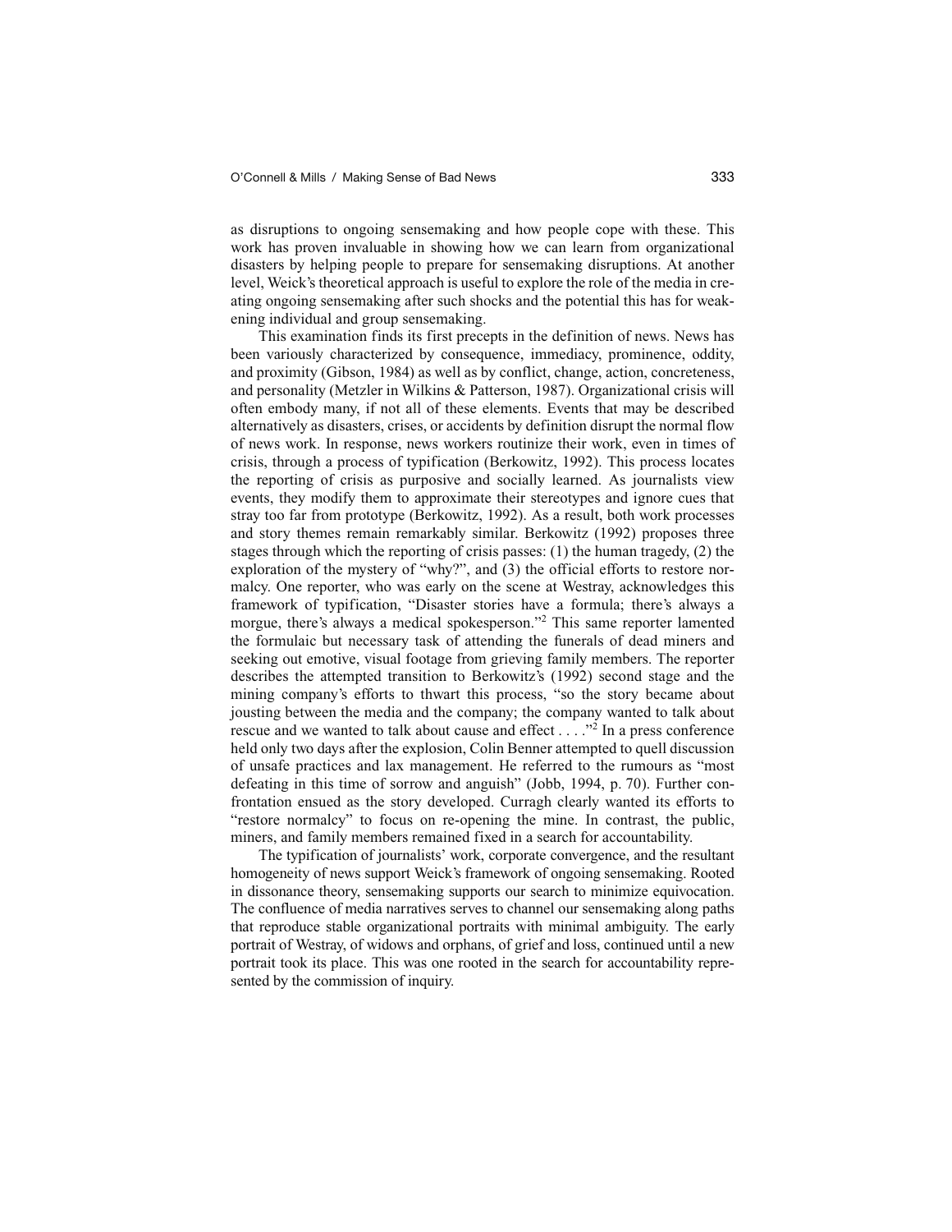as disruptions to ongoing sensemaking and how people cope with these. This work has proven invaluable in showing how we can learn from organizational disasters by helping people to prepare for sensemaking disruptions. At another level, Weick's theoretical approach is useful to explore the role of the media in creating ongoing sensemaking after such shocks and the potential this has for weakening individual and group sensemaking.

This examination finds its first precepts in the definition of news. News has been variously characterized by consequence, immediacy, prominence, oddity, and proximity (Gibson, 1984) as well as by conflict, change, action, concreteness, and personality (Metzler in Wilkins & Patterson, 1987). Organizational crisis will often embody many, if not all of these elements. Events that may be described alternatively as disasters, crises, or accidents by definition disrupt the normal flow of news work. In response, news workers routinize their work, even in times of crisis, through a process of typification (Berkowitz, 1992). This process locates the reporting of crisis as purposive and socially learned. As journalists view events, they modify them to approximate their stereotypes and ignore cues that stray too far from prototype (Berkowitz, 1992). As a result, both work processes and story themes remain remarkably similar. Berkowitz (1992) proposes three stages through which the reporting of crisis passes: (1) the human tragedy, (2) the exploration of the mystery of "why?", and (3) the official efforts to restore normalcy. One reporter, who was early on the scene at Westray, acknowledges this framework of typification, "Disaster stories have a formula; there's always a morgue, there's always a medical spokesperson."[2] This same reporter lamented the formulaic but necessary task of attending the funerals of dead miners and seeking out emotive, visual footage from grieving family members. The reporter describes the attempted transition to Berkowitz's (1992) second stage and the mining company's efforts to thwart this process, "so the story became about jousting between the media and the company; the company wanted to talk about rescue and we wanted to talk about cause and effect . . . ."[2] In a press conference held only two days after the explosion, Colin Benner attempted to quell discussion of unsafe practices and lax management. He referred to the rumours as "most defeating in this time of sorrow and anguish" (Jobb, 1994, p. 70). Further confrontation ensued as the story developed. Curragh clearly wanted its efforts to "restore normalcy" to focus on re-opening the mine. In contrast, the public, miners, and family members remained fixed in a search for accountability.

The typification of journalists' work, corporate convergence, and the resultant homogeneity of news support Weick's framework of ongoing sensemaking. Rooted in dissonance theory, sensemaking supports our search to minimize equivocation. The confluence of media narratives serves to channel our sensemaking along paths that reproduce stable organizational portraits with minimal ambiguity. The early portrait of Westray, of widows and orphans, of grief and loss, continued until a new portrait took its place. This was one rooted in the search for accountability represented by the commission of inquiry.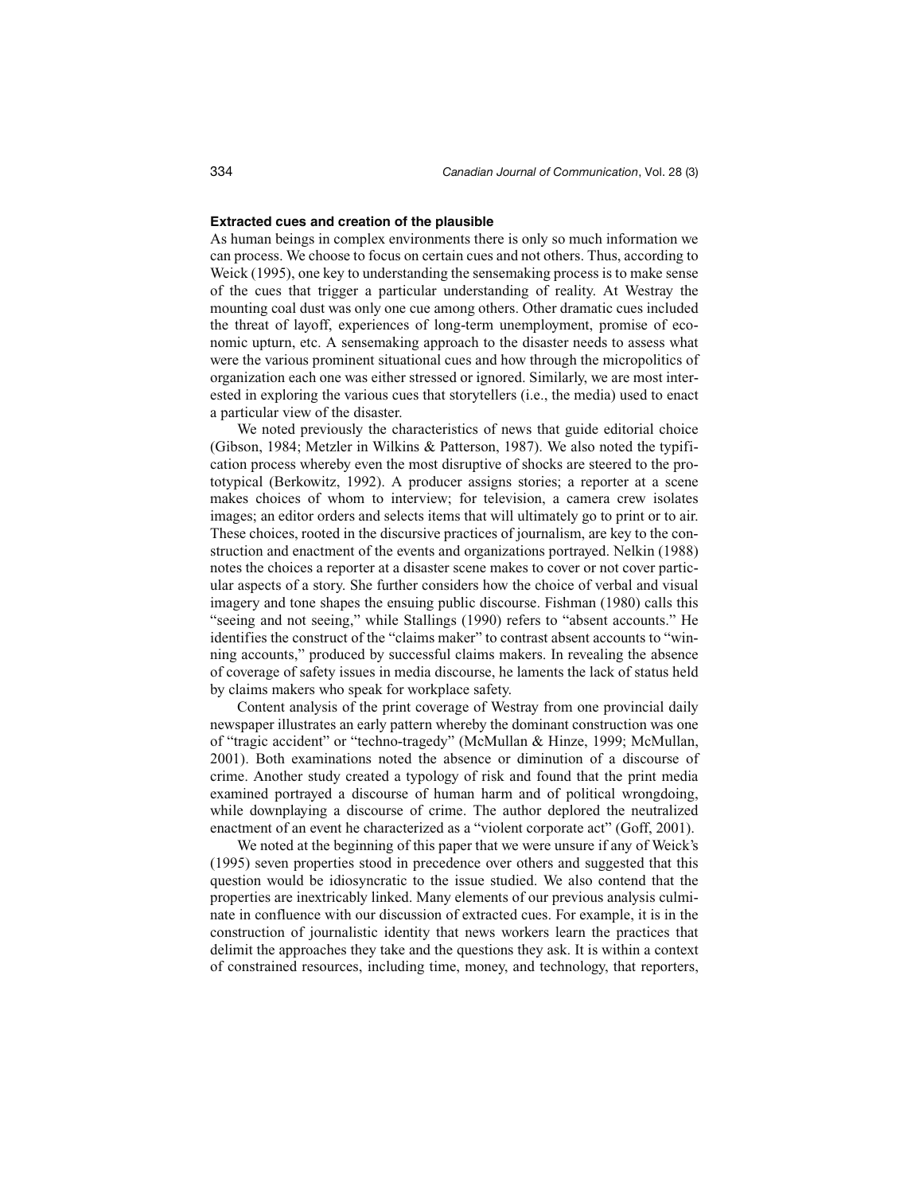### Extracted cues and creation of the plausible

As human beings in complex environments there is only so much information we can process. We choose to focus on certain cues and not others. Thus, according to Weick (1995), one key to understanding the sensemaking process is to make sense of the cues that trigger a particular understanding of reality. At Westray the mounting coal dust was only one cue among others. Other dramatic cues included the threat of layoff, experiences of long-term unemployment, promise of economic upturn, etc. A sensemaking approach to the disaster needs to assess what were the various prominent situational cues and how through the micropolitics of organization each one was either stressed or ignored. Similarly, we are most interested in exploring the various cues that storytellers (i.e., the media) used to enact a particular view of the disaster.

We noted previously the characteristics of news that guide editorial choice (Gibson, 1984; Metzler in Wilkins & Patterson, 1987). We also noted the typification process whereby even the most disruptive of shocks are steered to the prototypical (Berkowitz, 1992). A producer assigns stories; a reporter at a scene makes choices of whom to interview; for television, a camera crew isolates images; an editor orders and selects items that will ultimately go to print or to air. These choices, rooted in the discursive practices of journalism, are key to the construction and enactment of the events and organizations portrayed. Nelkin (1988) notes the choices a reporter at a disaster scene makes to cover or not cover particular aspects of a story. She further considers how the choice of verbal and visual imagery and tone shapes the ensuing public discourse. Fishman (1980) calls this "seeing and not seeing," while Stallings (1990) refers to "absent accounts." He identifies the construct of the "claims maker" to contrast absent accounts to "winning accounts," produced by successful claims makers. In revealing the absence of coverage of safety issues in media discourse, he laments the lack of status held by claims makers who speak for workplace safety.

Content analysis of the print coverage of Westray from one provincial daily newspaper illustrates an early pattern whereby the dominant construction was one of "tragic accident" or "techno-tragedy" (McMullan & Hinze, 1999; McMullan, 2001). Both examinations noted the absence or diminution of a discourse of crime. Another study created a typology of risk and found that the print media examined portrayed a discourse of human harm and of political wrongdoing, while downplaying a discourse of crime. The author deplored the neutralized enactment of an event he characterized as a "violent corporate act" (Goff, 2001).

We noted at the beginning of this paper that we were unsure if any of Weick's (1995) seven properties stood in precedence over others and suggested that this question would be idiosyncratic to the issue studied. We also contend that the properties are inextricably linked. Many elements of our previous analysis culminate in confluence with our discussion of extracted cues. For example, it is in the construction of journalistic identity that news workers learn the practices that delimit the approaches they take and the questions they ask. It is within a context of constrained resources, including time, money, and technology, that reporters,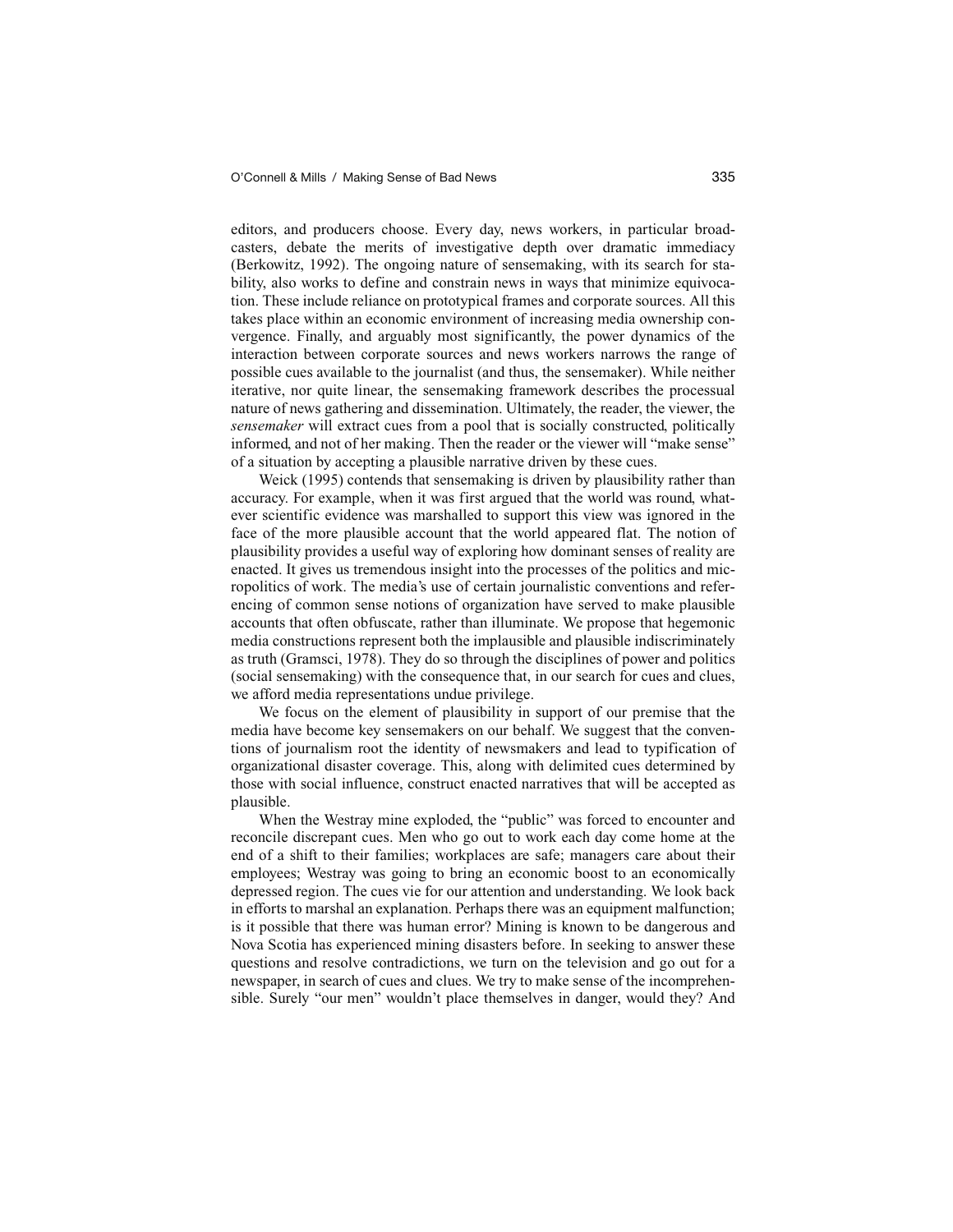editors, and producers choose. Every day, news workers, in particular broadcasters, debate the merits of investigative depth over dramatic immediacy (Berkowitz, 1992). The ongoing nature of sensemaking, with its search for stability, also works to define and constrain news in ways that minimize equivocation. These include reliance on prototypical frames and corporate sources. All this takes place within an economic environment of increasing media ownership convergence. Finally, and arguably most significantly, the power dynamics of the interaction between corporate sources and news workers narrows the range of possible cues available to the journalist (and thus, the sensemaker). While neither iterative, nor quite linear, the sensemaking framework describes the processual nature of news gathering and dissemination. Ultimately, the reader, the viewer, the *sensemaker* will extract cues from a pool that is socially constructed, politically informed, and not of her making. Then the reader or the viewer will "make sense" of a situation by accepting a plausible narrative driven by these cues.

Weick (1995) contends that sensemaking is driven by plausibility rather than accuracy. For example, when it was first argued that the world was round, whatever scientific evidence was marshalled to support this view was ignored in the face of the more plausible account that the world appeared flat. The notion of plausibility provides a useful way of exploring how dominant senses of reality are enacted. It gives us tremendous insight into the processes of the politics and micropolitics of work. The media's use of certain journalistic conventions and referencing of common sense notions of organization have served to make plausible accounts that often obfuscate, rather than illuminate. We propose that hegemonic media constructions represent both the implausible and plausible indiscriminately as truth (Gramsci, 1978). They do so through the disciplines of power and politics (social sensemaking) with the consequence that, in our search for cues and clues, we afford media representations undue privilege.

We focus on the element of plausibility in support of our premise that the media have become key sensemakers on our behalf. We suggest that the conventions of journalism root the identity of newsmakers and lead to typification of organizational disaster coverage. This, along with delimited cues determined by those with social influence, construct enacted narratives that will be accepted as plausible.

When the Westray mine exploded, the "public" was forced to encounter and reconcile discrepant cues. Men who go out to work each day come home at the end of a shift to their families; workplaces are safe; managers care about their employees; Westray was going to bring an economic boost to an economically depressed region. The cues vie for our attention and understanding. We look back in efforts to marshal an explanation. Perhaps there was an equipment malfunction; is it possible that there was human error? Mining is known to be dangerous and Nova Scotia has experienced mining disasters before. In seeking to answer these questions and resolve contradictions, we turn on the television and go out for a newspaper, in search of cues and clues. We try to make sense of the incomprehensible. Surely "our men" wouldn't place themselves in danger, would they? And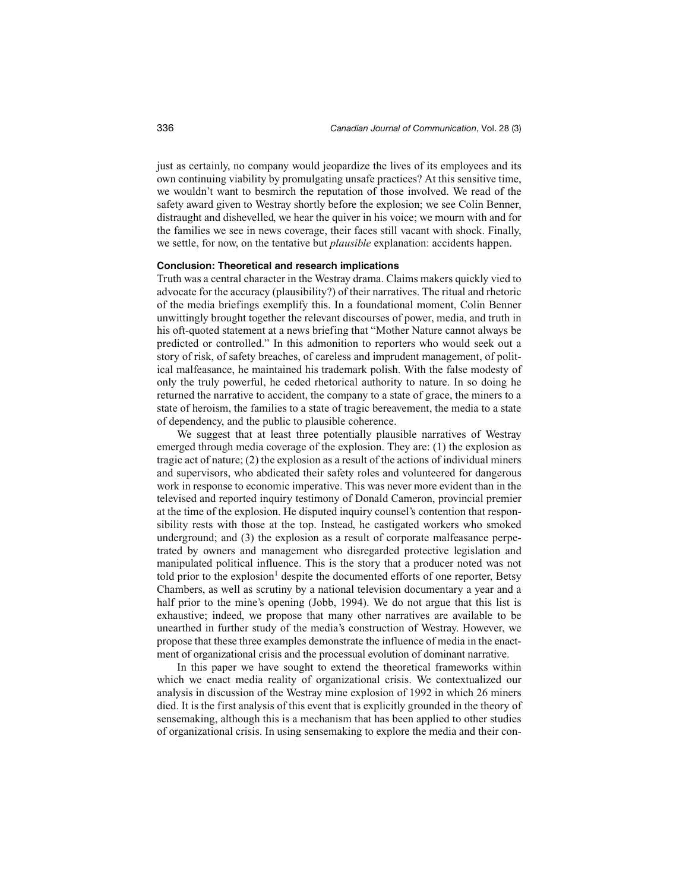just as certainly, no company would jeopardize the lives of its employees and its own continuing viability by promulgating unsafe practices? At this sensitive time, we wouldn't want to besmirch the reputation of those involved. We read of the safety award given to Westray shortly before the explosion; we see Colin Benner, distraught and dishevelled, we hear the quiver in his voice; we mourn with and for the families we see in news coverage, their faces still vacant with shock. Finally, we settle, for now, on the tentative but *plausible* explanation: accidents happen.

### Conclusion: Theoretical and research implications

Truth was a central character in the Westray drama. Claims makers quickly vied to advocate for the accuracy (plausibility?) of their narratives. The ritual and rhetoric of the media briefings exemplify this. In a foundational moment, Colin Benner unwittingly brought together the relevant discourses of power, media, and truth in his oft-quoted statement at a news briefing that "Mother Nature cannot always be predicted or controlled." In this admonition to reporters who would seek out a story of risk, of safety breaches, of careless and imprudent management, of political malfeasance, he maintained his trademark polish. With the false modesty of only the truly powerful, he ceded rhetorical authority to nature. In so doing he returned the narrative to accident, the company to a state of grace, the miners to a state of heroism, the families to a state of tragic bereavement, the media to a state of dependency, and the public to plausible coherence.

We suggest that at least three potentially plausible narratives of Westray emerged through media coverage of the explosion. They are: (1) the explosion as tragic act of nature; (2) the explosion as a result of the actions of individual miners and supervisors, who abdicated their safety roles and volunteered for dangerous work in response to economic imperative. This was never more evident than in the televised and reported inquiry testimony of Donald Cameron, provincial premier at the time of the explosion. He disputed inquiry counsel's contention that responsibility rests with those at the top. Instead, he castigated workers who smoked underground; and (3) the explosion as a result of corporate malfeasance perpetrated by owners and management who disregarded protective legislation and manipulated political influence. This is the story that a producer noted was not told prior to the explosion[1] despite the documented efforts of one reporter, Betsy Chambers, as well as scrutiny by a national television documentary a year and a half prior to the mine's opening (Jobb, 1994). We do not argue that this list is exhaustive; indeed, we propose that many other narratives are available to be unearthed in further study of the media's construction of Westray. However, we propose that these three examples demonstrate the influence of media in the enactment of organizational crisis and the processual evolution of dominant narrative.

In this paper we have sought to extend the theoretical frameworks within which we enact media reality of organizational crisis. We contextualized our analysis in discussion of the Westray mine explosion of 1992 in which 26 miners died. It is the first analysis of this event that is explicitly grounded in the theory of sensemaking, although this is a mechanism that has been applied to other studies of organizational crisis. In using sensemaking to explore the media and their con-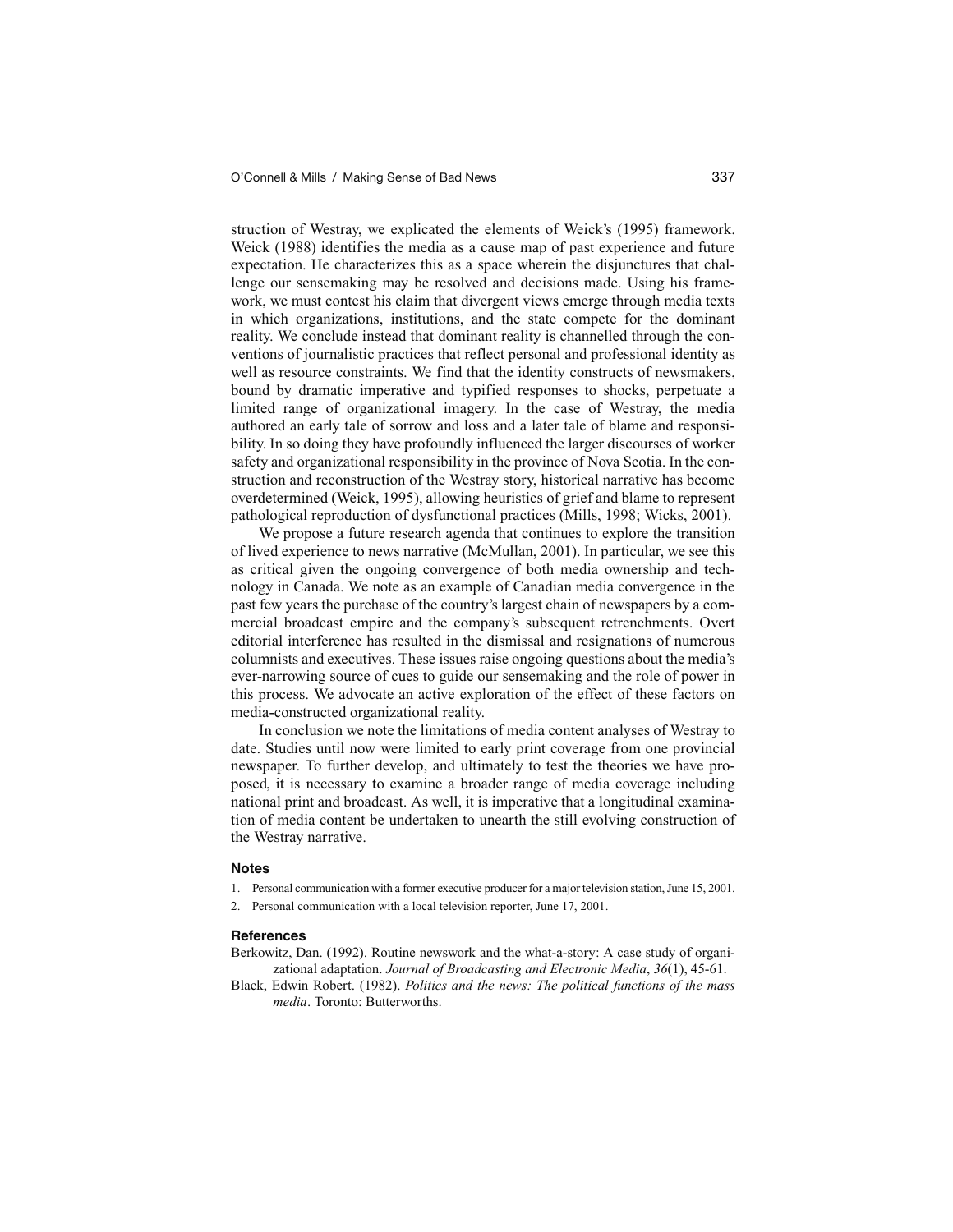struction of Westray, we explicated the elements of Weick's (1995) framework. Weick (1988) identifies the media as a cause map of past experience and future expectation. He characterizes this as a space wherein the disjunctures that challenge our sensemaking may be resolved and decisions made. Using his framework, we must contest his claim that divergent views emerge through media texts in which organizations, institutions, and the state compete for the dominant reality. We conclude instead that dominant reality is channelled through the conventions of journalistic practices that reflect personal and professional identity as well as resource constraints. We find that the identity constructs of newsmakers, bound by dramatic imperative and typified responses to shocks, perpetuate a limited range of organizational imagery. In the case of Westray, the media authored an early tale of sorrow and loss and a later tale of blame and responsibility. In so doing they have profoundly influenced the larger discourses of worker safety and organizational responsibility in the province of Nova Scotia. In the construction and reconstruction of the Westray story, historical narrative has become overdetermined (Weick, 1995), allowing heuristics of grief and blame to represent pathological reproduction of dysfunctional practices (Mills, 1998; Wicks, 2001).

We propose a future research agenda that continues to explore the transition of lived experience to news narrative (McMullan, 2001). In particular, we see this as critical given the ongoing convergence of both media ownership and technology in Canada. We note as an example of Canadian media convergence in the past few years the purchase of the country's largest chain of newspapers by a commercial broadcast empire and the company's subsequent retrenchments. Overt editorial interference has resulted in the dismissal and resignations of numerous columnists and executives. These issues raise ongoing questions about the media's ever-narrowing source of cues to guide our sensemaking and the role of power in this process. We advocate an active exploration of the effect of these factors on media-constructed organizational reality.

In conclusion we note the limitations of media content analyses of Westray to date. Studies until now were limited to early print coverage from one provincial newspaper. To further develop, and ultimately to test the theories we have proposed, it is necessary to examine a broader range of media coverage including national print and broadcast. As well, it is imperative that a longitudinal examination of media content be undertaken to unearth the still evolving construction of the Westray narrative.

## Notes

1. Personal communication with a former executive producer for a major television station, June 15, 2001.
2. Personal communication with a local television reporter, June 17, 2001.

## References

Berkowitz, Dan. (1992). Routine newswork and the what-a-story: A case study of organizational adaptation. *Journal of Broadcasting and Electronic Media*, *36*(1), 45-61.

Black, Edwin Robert. (1982). *Politics and the news: The political functions of the mass media*. Toronto: Butterworths.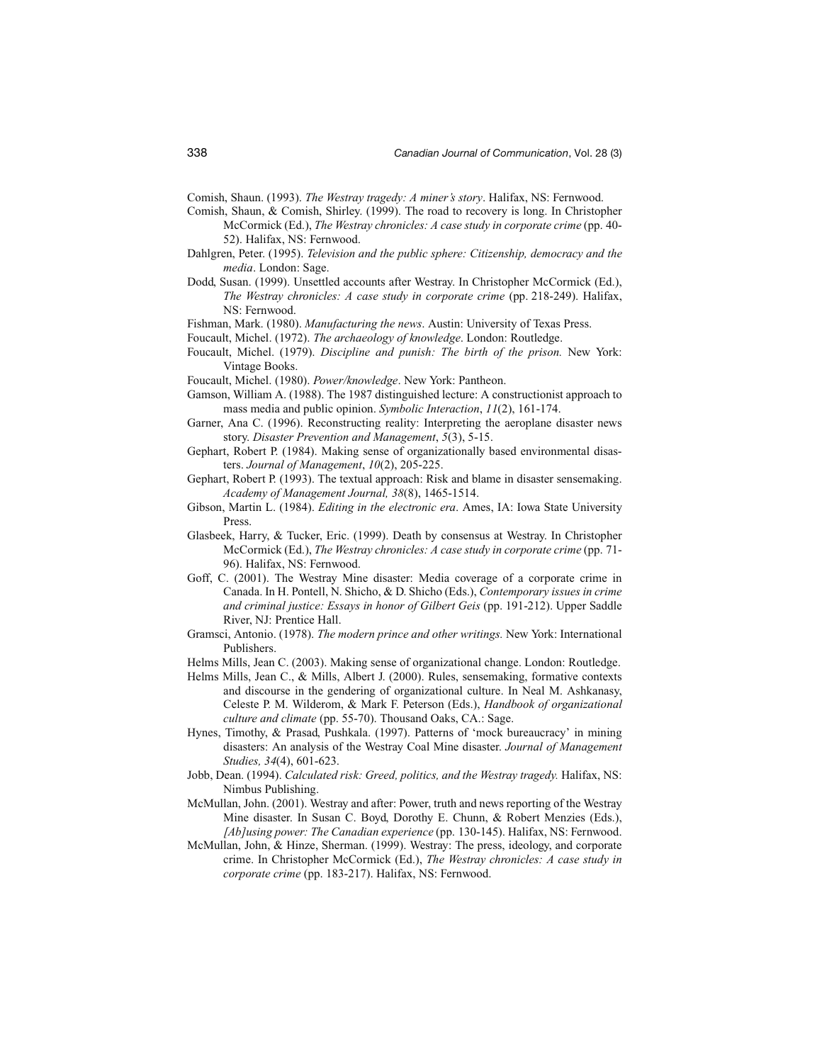Comish, Shaun. (1993). *The Westray tragedy: A miner's story*. Halifax, NS: Fernwood.

Comish, Shaun, & Comish, Shirley. (1999). The road to recovery is long. In Christopher McCormick (Ed.), *The Westray chronicles: A case study in corporate crime* (pp. 40-52). Halifax, NS: Fernwood.

Dahlgren, Peter. (1995). *Television and the public sphere: Citizenship, democracy and the media*. London: Sage.

Dodd, Susan. (1999). Unsettled accounts after Westray. In Christopher McCormick (Ed.), *The Westray chronicles: A case study in corporate crime* (pp. 218-249). Halifax, NS: Fernwood.

Fishman, Mark. (1980). *Manufacturing the news*. Austin: University of Texas Press.

Foucault, Michel. (1972). *The archaeology of knowledge*. London: Routledge.

Foucault, Michel. (1979). *Discipline and punish: The birth of the prison.* New York: Vintage Books.

Foucault, Michel. (1980). *Power/knowledge*. New York: Pantheon.

Gamson, William A. (1988). The 1987 distinguished lecture: A constructionist approach to mass media and public opinion. *Symbolic Interaction*, *11*(2), 161-174.

Garner, Ana C. (1996). Reconstructing reality: Interpreting the aeroplane disaster news story. *Disaster Prevention and Management*, *5*(3), 5-15.

Gephart, Robert P. (1984). Making sense of organizationally based environmental disasters. *Journal of Management*, *10*(2), 205-225.

Gephart, Robert P. (1993). The textual approach: Risk and blame in disaster sensemaking. *Academy of Management Journal, 38*(8), 1465-1514.

Gibson, Martin L. (1984). *Editing in the electronic era*. Ames, IA: Iowa State University Press.

Glasbeek, Harry, & Tucker, Eric. (1999). Death by consensus at Westray. In Christopher McCormick (Ed.), *The Westray chronicles: A case study in corporate crime* (pp. 71-96). Halifax, NS: Fernwood.

Goff, C. (2001). The Westray Mine disaster: Media coverage of a corporate crime in Canada. In H. Pontell, N. Shicho, & D. Shicho (Eds.), *Contemporary issues in crime and criminal justice: Essays in honor of Gilbert Geis* (pp. 191-212). Upper Saddle River, NJ: Prentice Hall.

Gramsci, Antonio. (1978). *The modern prince and other writings.* New York: International Publishers.

Helms Mills, Jean C. (2003). Making sense of organizational change. London: Routledge.

Helms Mills, Jean C., & Mills, Albert J. (2000). Rules, sensemaking, formative contexts and discourse in the gendering of organizational culture. In Neal M. Ashkanasy, Celeste P. M. Wilderom, & Mark F. Peterson (Eds.), *Handbook of organizational culture and climate* (pp. 55-70). Thousand Oaks, CA.: Sage.

Hynes, Timothy, & Prasad, Pushkala. (1997). Patterns of 'mock bureaucracy' in mining disasters: An analysis of the Westray Coal Mine disaster. *Journal of Management Studies, 34*(4), 601-623.

Jobb, Dean. (1994). *Calculated risk: Greed, politics, and the Westray tragedy.* Halifax, NS: Nimbus Publishing.

McMullan, John. (2001). Westray and after: Power, truth and news reporting of the Westray Mine disaster. In Susan C. Boyd, Dorothy E. Chunn, & Robert Menzies (Eds.), *[Ab]using power: The Canadian experience* (pp. 130-145). Halifax, NS: Fernwood.

McMullan, John, & Hinze, Sherman. (1999). Westray: The press, ideology, and corporate crime. In Christopher McCormick (Ed.), *The Westray chronicles: A case study in corporate crime* (pp. 183-217). Halifax, NS: Fernwood.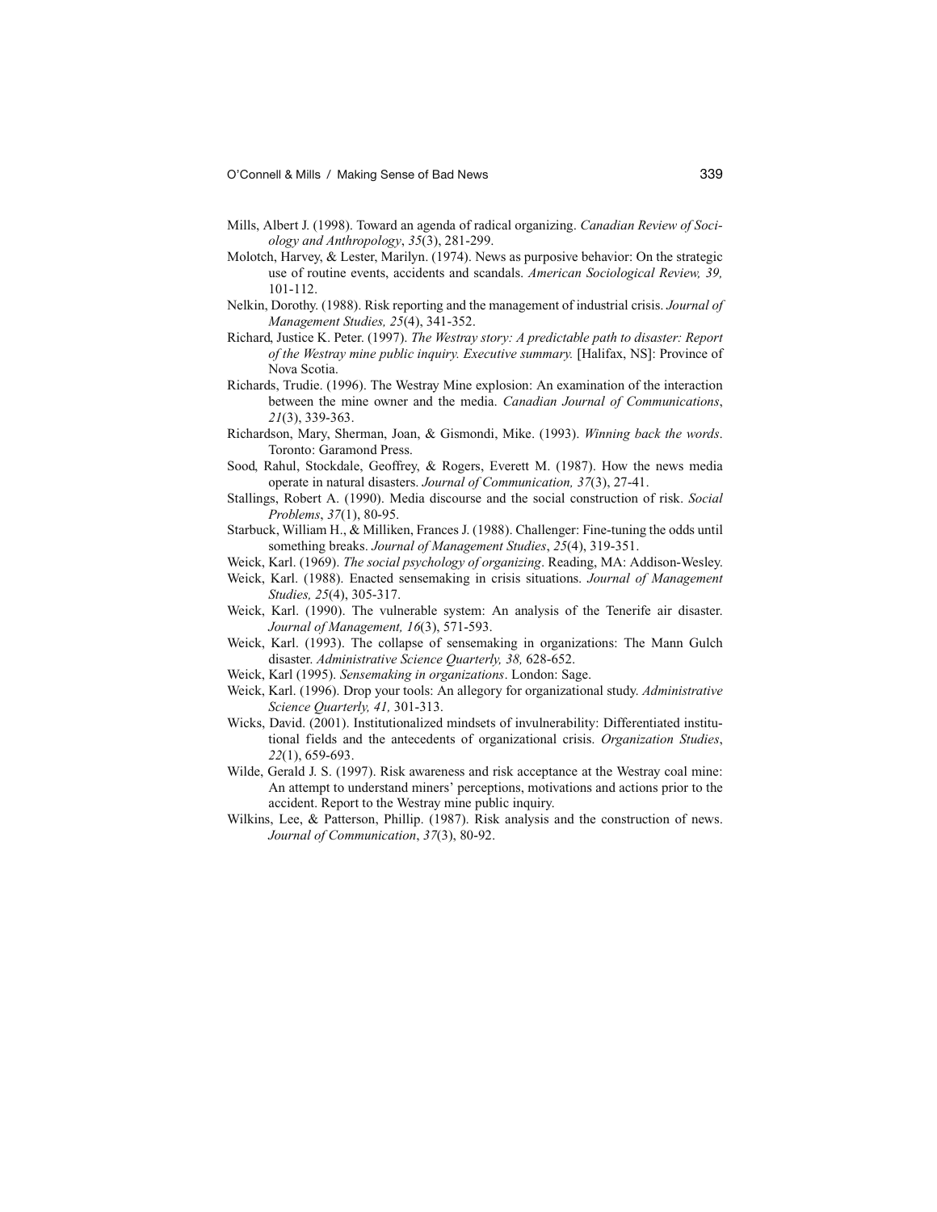Mills, Albert J. (1998). Toward an agenda of radical organizing. *Canadian Review of Sociology and Anthropology*, *35*(3), 281-299.

Molotch, Harvey, & Lester, Marilyn. (1974). News as purposive behavior: On the strategic use of routine events, accidents and scandals. *American Sociological Review, 39,* 101-112.

Nelkin, Dorothy. (1988). Risk reporting and the management of industrial crisis. *Journal of Management Studies, 25*(4), 341-352.

Richard, Justice K. Peter. (1997). *The Westray story: A predictable path to disaster: Report of the Westray mine public inquiry. Executive summary.* [Halifax, NS]: Province of Nova Scotia.

Richards, Trudie. (1996). The Westray Mine explosion: An examination of the interaction between the mine owner and the media. *Canadian Journal of Communications*, *21*(3), 339-363.

Richardson, Mary, Sherman, Joan, & Gismondi, Mike. (1993). *Winning back the words*. Toronto: Garamond Press.

Sood, Rahul, Stockdale, Geoffrey, & Rogers, Everett M. (1987). How the news media operate in natural disasters. *Journal of Communication, 37*(3), 27-41.

Stallings, Robert A. (1990). Media discourse and the social construction of risk. *Social Problems*, *37*(1), 80-95.

Starbuck, William H., & Milliken, Frances J. (1988). Challenger: Fine-tuning the odds until something breaks. *Journal of Management Studies*, *25*(4), 319-351.

Weick, Karl. (1969). *The social psychology of organizing*. Reading, MA: Addison-Wesley.

Weick, Karl. (1988). Enacted sensemaking in crisis situations. *Journal of Management Studies, 25*(4), 305-317.

Weick, Karl. (1990). The vulnerable system: An analysis of the Tenerife air disaster. *Journal of Management, 16*(3), 571-593.

Weick, Karl. (1993). The collapse of sensemaking in organizations: The Mann Gulch disaster. *Administrative Science Quarterly, 38,* 628-652.

Weick, Karl (1995). *Sensemaking in organizations*. London: Sage.

Weick, Karl. (1996). Drop your tools: An allegory for organizational study. *Administrative Science Quarterly, 41,* 301-313.

Wicks, David. (2001). Institutionalized mindsets of invulnerability: Differentiated institutional fields and the antecedents of organizational crisis. *Organization Studies*, *22*(1), 659-693.

Wilde, Gerald J. S. (1997). Risk awareness and risk acceptance at the Westray coal mine: An attempt to understand miners' perceptions, motivations and actions prior to the accident. Report to the Westray mine public inquiry.

Wilkins, Lee, & Patterson, Phillip. (1987). Risk analysis and the construction of news. *Journal of Communication*, *37*(3), 80-92.